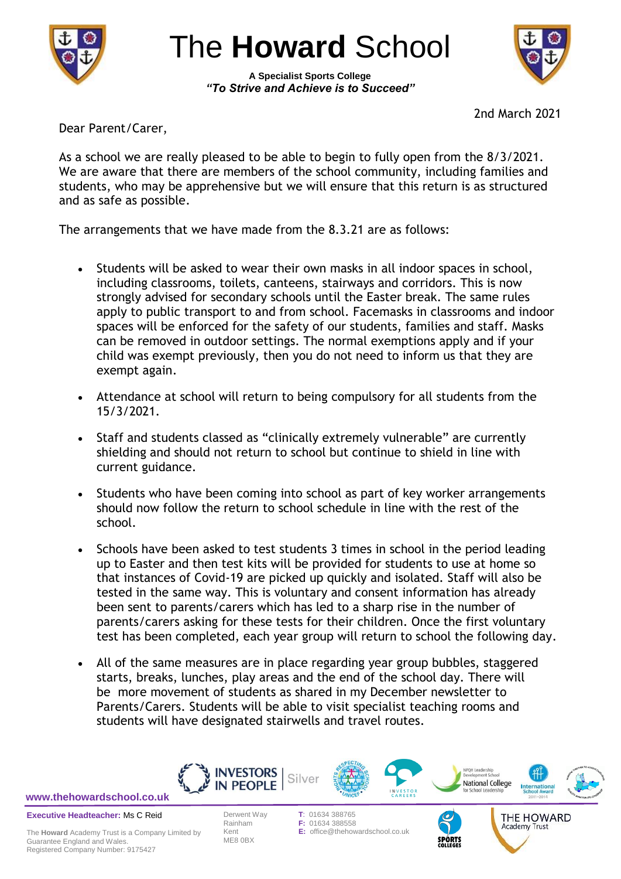# The **Howard** School

**A Specialist Sports College**
***"To Strive and Achieve is to Succeed"***

2nd March 2021

Dear Parent/Carer,

As a school we are really pleased to be able to begin to fully open from the 8/3/2021. We are aware that there are members of the school community, including families and students, who may be apprehensive but we will ensure that this return is as structured and as safe as possible.

The arrangements that we have made from the 8.3.21 are as follows:

- Students will be asked to wear their own masks in all indoor spaces in school, including classrooms, toilets, canteens, stairways and corridors. This is now strongly advised for secondary schools until the Easter break. The same rules apply to public transport to and from school. Facemasks in classrooms and indoor spaces will be enforced for the safety of our students, families and staff. Masks can be removed in outdoor settings. The normal exemptions apply and if your child was exempt previously, then you do not need to inform us that they are exempt again.

- Attendance at school will return to being compulsory for all students from the 15/3/2021.

- Staff and students classed as "clinically extremely vulnerable" are currently shielding and should not return to school but continue to shield in line with current guidance.

- Students who have been coming into school as part of key worker arrangements should now follow the return to school schedule in line with the rest of the school.

- Schools have been asked to test students 3 times in school in the period leading up to Easter and then test kits will be provided for students to use at home so that instances of Covid-19 are picked up quickly and isolated. Staff will also be tested in the same way. This is voluntary and consent information has already been sent to parents/carers which has led to a sharp rise in the number of parents/carers asking for these tests for their children. Once the first voluntary test has been completed, each year group will return to school the following day.

- All of the same measures are in place regarding year group bubbles, staggered starts, breaks, lunches, play areas and the end of the school day. There will be more movement of students as shared in my December newsletter to Parents/Carers. Students will be able to visit specialist teaching rooms and students will have designated stairwells and travel routes.

www.thehowardschool.co.uk

**Executive Headteacher:** Ms C Reid

The **Howard** Academy Trust is a Company Limited by Guarantee England and Wales.
Registered Company Number: 9175427

Derwent Way
Rainham
Kent
ME8 0BX

**T:** 01634 388765
**F:** 01634 388558
**E:** office@thehowardschool.co.uk

THE HOWARD Academy Trust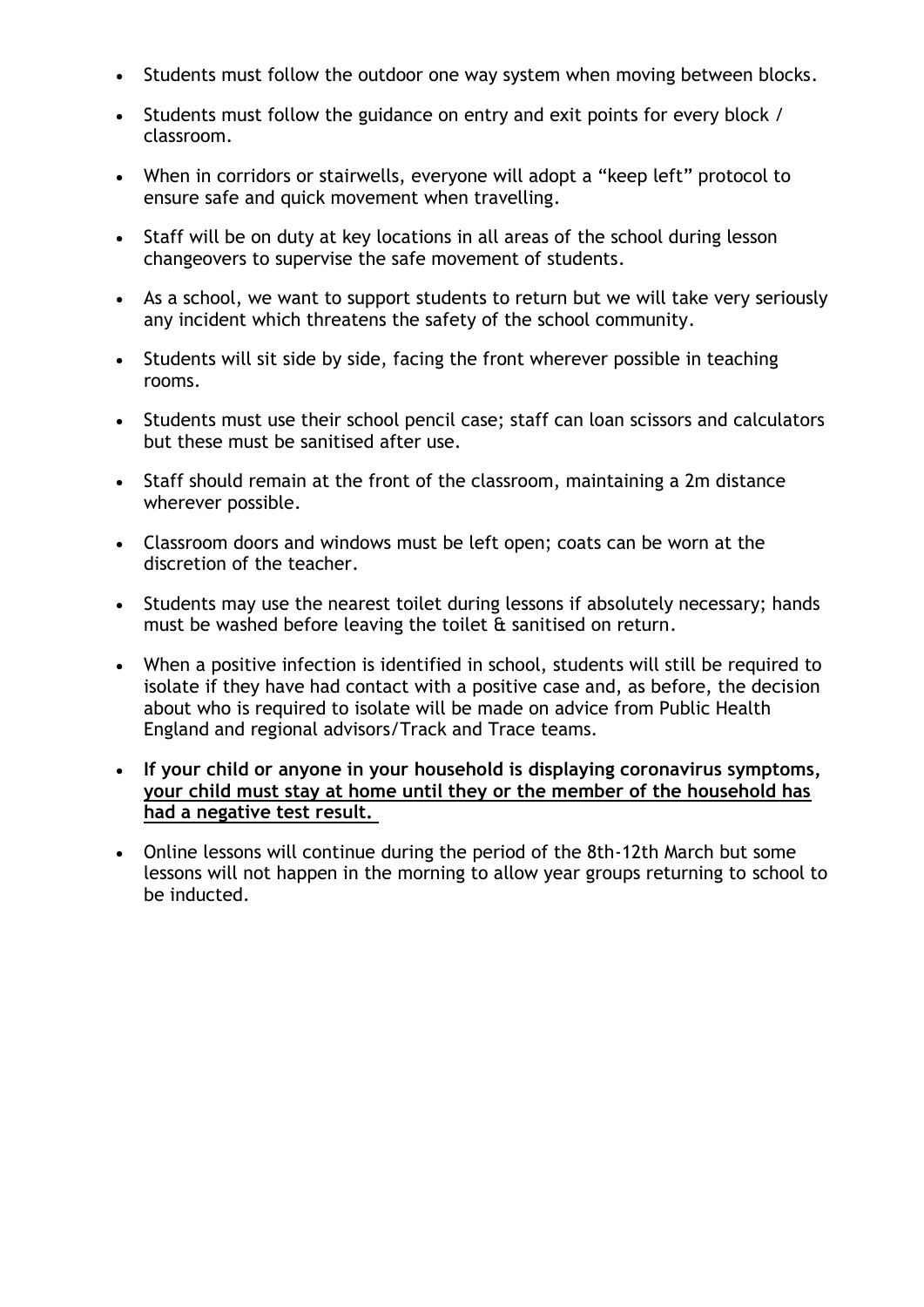- Students must follow the outdoor one way system when moving between blocks.
- Students must follow the guidance on entry and exit points for every block / classroom.
- When in corridors or stairwells, everyone will adopt a "keep left" protocol to ensure safe and quick movement when travelling.
- Staff will be on duty at key locations in all areas of the school during lesson changeovers to supervise the safe movement of students.
- As a school, we want to support students to return but we will take very seriously any incident which threatens the safety of the school community.
- Students will sit side by side, facing the front wherever possible in teaching rooms.
- Students must use their school pencil case; staff can loan scissors and calculators but these must be sanitised after use.
- Staff should remain at the front of the classroom, maintaining a 2m distance wherever possible.
- Classroom doors and windows must be left open; coats can be worn at the discretion of the teacher.
- Students may use the nearest toilet during lessons if absolutely necessary; hands must be washed before leaving the toilet & sanitised on return.
- When a positive infection is identified in school, students will still be required to isolate if they have had contact with a positive case and, as before, the decision about who is required to isolate will be made on advice from Public Health England and regional advisors/Track and Trace teams.
- **If your child or anyone in your household is displaying coronavirus symptoms, <u>your child must stay at home until they or the member of the household has had a negative test result.</u>**
- Online lessons will continue during the period of the 8th-12th March but some lessons will not happen in the morning to allow year groups returning to school to be inducted.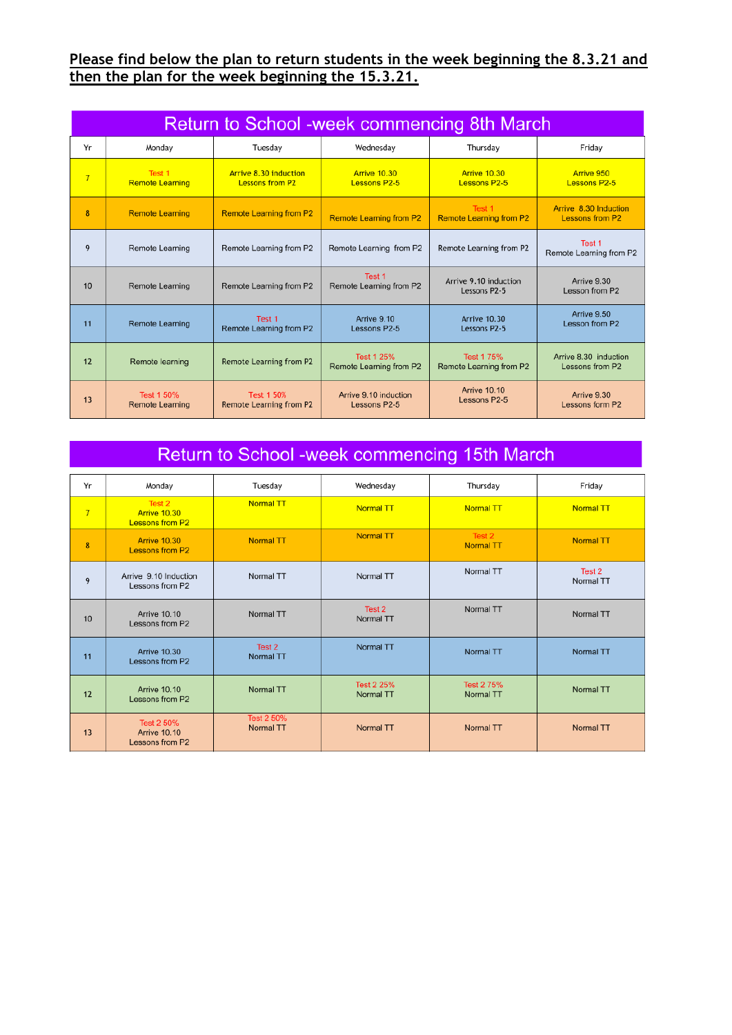**Please find below the plan to return students in the week beginning the 8.3.21 and then the plan for the week beginning the 15.3.21.**

## Return to School -week commencing 8th March

| Yr | Monday | Tuesday | Wednesday | Thursday | Friday |
|---|---|---|---|---|---|
| 7 | Test 1<br>Remote Learning | Arrive 8.30 Induction<br>Lessons from P2 | Arrive 10.30<br>Lessons P2-5 | Arrive 10.30<br>Lessons P2-5 | Arrive 950<br>Lessons P2-5 |
| 8 | Remote Learning | Remote Learning from P2 | Remote Learning from P2 | Test 1<br>Remote Learning from P2 | Arrive 8.30 Induction<br>Lessons from P2 |
| 9 | Remote Learning | Remote Learning from P2 | Remote Learning from P2 | Remote Learning from P2 | Test 1<br>Remote Learning from P2 |
| 10 | Remote Learning | Remote Learning from P2 | Test 1<br>Remote Learning from P2 | Arrive 9.10 induction<br>Lessons P2-5 | Arrive 9.30<br>Lesson from P2 |
| 11 | Remote Learning | Test 1<br>Remote Learning from P2 | Arrive 9.10<br>Lessons P2-5 | Arrive 10.30<br>Lessons P2-5 | Arrive 9.50<br>Lesson from P2 |
| 12 | Remote learning | Remote Learning from P2 | Test 1 25%<br>Remote Learning from P2 | Test 1 75%<br>Remote Learning from P2 | Arrive 8.30 induction<br>Lessons from P2 |
| 13 | Test 1 50%<br>Remote Learning | Test 1 50%<br>Remote Learning from P2 | Arrive 9.10 induction<br>Lessons P2-5 | Arrive 10.10<br>Lessons P2-5 | Arrive 9.30<br>Lessons form P2 |

## Return to School -week commencing 15th March

| Yr | Monday | Tuesday | Wednesday | Thursday | Friday |
|---|---|---|---|---|---|
| 7 | Test 2<br>Arrive 10.30<br>Lessons from P2 | Normal TT | Normal TT | Normal TT | Normal TT |
| 8 | Arrive 10.30<br>Lessons from P2 | Normal TT | Normal TT | Test 2<br>Normal TT | Normal TT |
| 9 | Arrive 9.10 Induction<br>Lessons from P2 | Normal TT | Normal TT | Normal TT | Test 2<br>Normal TT |
| 10 | Arrive 10.10<br>Lessons from P2 | Normal TT | Test 2<br>Normal TT | Normal TT | Normal TT |
| 11 | Arrive 10.30<br>Lessons from P2 | Test 2<br>Normal TT | Normal TT | Normal TT | Normal TT |
| 12 | Arrive 10.10<br>Lessons from P2 | Normal TT | Test 2 25%<br>Normal TT | Test 2 75%<br>Normal TT | Normal TT |
| 13 | Test 2 50%<br>Arrive 10.10<br>Lessons from P2 | Test 2 50%<br>Normal TT | Normal TT | Normal TT | Normal TT |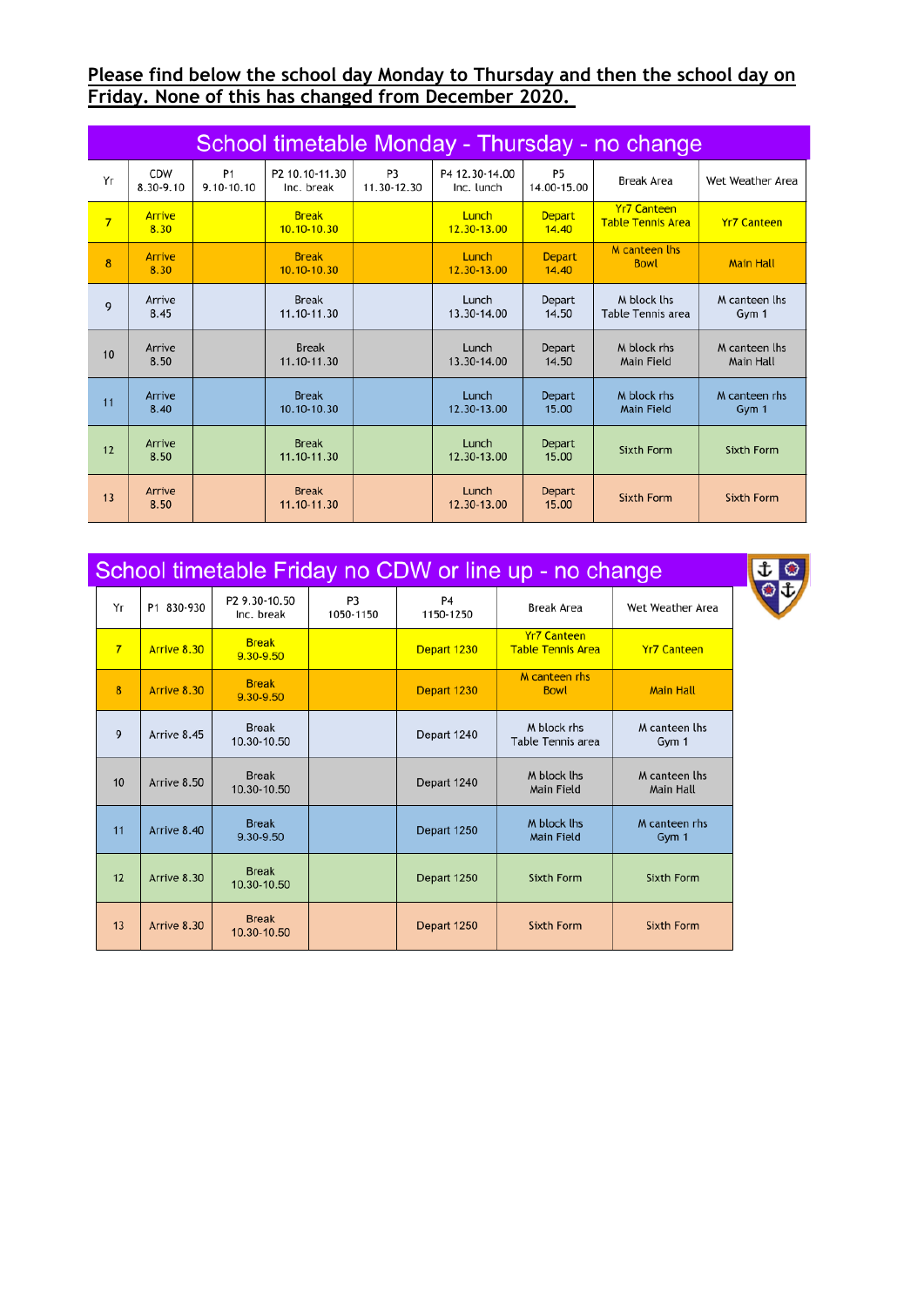**Please find below the school day Monday to Thursday and then the school day on Friday. None of this has changed from December 2020.**

## School timetable Monday - Thursday - no change

| Yr | CDW 8.30-9.10 | P1 9.10-10.10 | P2 10.10-11.30 Inc. break | P3 11.30-12.30 | P4 12.30-14.00 Inc. lunch | P5 14.00-15.00 | Break Area | Wet Weather Area |
|---|---|---|---|---|---|---|---|---|
| 7 | Arrive 8.30 | | Break 10.10-10.30 | | Lunch 12.30-13.00 | Depart 14.40 | Yr7 Canteen Table Tennis Area | Yr7 Canteen |
| 8 | Arrive 8.30 | | Break 10.10-10.30 | | Lunch 12.30-13.00 | Depart 14.40 | M canteen lhs Bowl | Main Hall |
| 9 | Arrive 8.45 | | Break 11.10-11.30 | | Lunch 13.30-14.00 | Depart 14.50 | M block lhs Table Tennis area | M canteen lhs Gym 1 |
| 10 | Arrive 8.50 | | Break 11.10-11.30 | | Lunch 13.30-14.00 | Depart 14.50 | M block rhs Main Field | M canteen lhs Main Hall |
| 11 | Arrive 8.40 | | Break 10.10-10.30 | | Lunch 12.30-13.00 | Depart 15.00 | M block rhs Main Field | M canteen rhs Gym 1 |
| 12 | Arrive 8.50 | | Break 11.10-11.30 | | Lunch 12.30-13.00 | Depart 15.00 | Sixth Form | Sixth Form |
| 13 | Arrive 8.50 | | Break 11.10-11.30 | | Lunch 12.30-13.00 | Depart 15.00 | Sixth Form | Sixth Form |

## School timetable Friday no CDW or line up - no change

| Yr | P1 830-930 | P2 9.30-10.50 Inc. break | P3 1050-1150 | P4 1150-1250 | Break Area | Wet Weather Area |
|---|---|---|---|---|---|---|
| 7 | Arrive 8.30 | Break 9.30-9.50 | | Depart 1230 | Yr7 Canteen Table Tennis Area | Yr7 Canteen |
| 8 | Arrive 8.30 | Break 9.30-9.50 | | Depart 1230 | M canteen rhs Bowl | Main Hall |
| 9 | Arrive 8.45 | Break 10.30-10.50 | | Depart 1240 | M block rhs Table Tennis area | M canteen lhs Gym 1 |
| 10 | Arrive 8.50 | Break 10.30-10.50 | | Depart 1240 | M block lhs Main Field | M canteen lhs Main Hall |
| 11 | Arrive 8.40 | Break 9.30-9.50 | | Depart 1250 | M block lhs Main Field | M canteen rhs Gym 1 |
| 12 | Arrive 8.30 | Break 10.30-10.50 | | Depart 1250 | Sixth Form | Sixth Form |
| 13 | Arrive 8.30 | Break 10.30-10.50 | | Depart 1250 | Sixth Form | Sixth Form |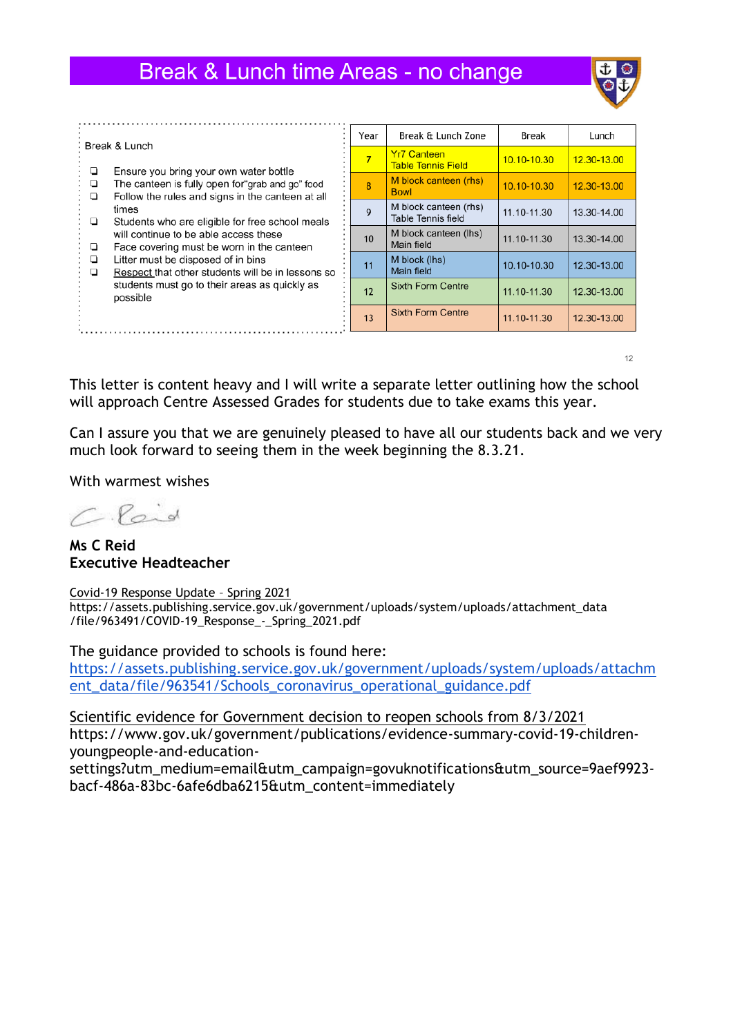# Break & Lunch time Areas - no change

Break & Lunch

- Ensure you bring your own water bottle
- The canteen is fully open for"grab and go" food
- Follow the rules and signs in the canteen at all times
- Students who are eligible for free school meals will continue to be able access these
- Face covering must be worn in the canteen
- Litter must be disposed of in bins
- Respect that other students will be in lessons so students must go to their areas as quickly as possible

| Year | Break & Lunch Zone | Break | Lunch |
|---|---|---|---|
| 7 | Yr7 Canteen Table Tennis Field | 10.10-10.30 | 12.30-13.00 |
| 8 | M block canteen (rhs) Bowl | 10.10-10.30 | 12.30-13.00 |
| 9 | M block canteen (rhs) Table Tennis field | 11.10-11.30 | 13.30-14.00 |
| 10 | M block canteen (lhs) Main field | 11.10-11.30 | 13.30-14.00 |
| 11 | M block (lhs) Main field | 10.10-10.30 | 12.30-13.00 |
| 12 | Sixth Form Centre | 11.10-11.30 | 12.30-13.00 |
| 13 | Sixth Form Centre | 11.10-11.30 | 12.30-13.00 |

This letter is content heavy and I will write a separate letter outlining how the school will approach Centre Assessed Grades for students due to take exams this year.

Can I assure you that we are genuinely pleased to have all our students back and we very much look forward to seeing them in the week beginning the 8.3.21.

With warmest wishes

C. Reid

**Ms C Reid**
**Executive Headteacher**

Covid-19 Response Update – Spring 2021
https://assets.publishing.service.gov.uk/government/uploads/system/uploads/attachment_data/file/963491/COVID-19_Response_-_Spring_2021.pdf

The guidance provided to schools is found here:
https://assets.publishing.service.gov.uk/government/uploads/system/uploads/attachment_data/file/963541/Schools_coronavirus_operational_guidance.pdf

Scientific evidence for Government decision to reopen schools from 8/3/2021
https://www.gov.uk/government/publications/evidence-summary-covid-19-children-youngpeople-and-education-settings?utm_medium=email&utm_campaign=govuknotifications&utm_source=9aef9923-bacf-486a-83bc-6afe6dba6215&utm_content=immediately